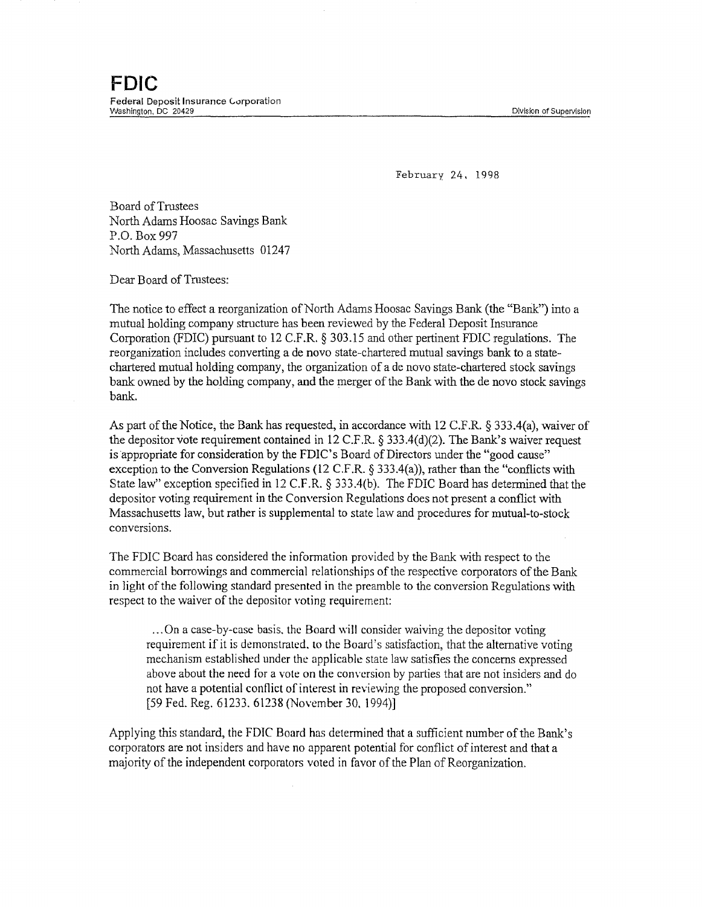# FDIC

Federal Deposit Insurance Corporation
Washington, DC 20429 — Division of Supervision

February 24, 1998

Board of Trustees
North Adams Hoosac Savings Bank
P.O. Box 997
North Adams, Massachusetts 01247

Dear Board of Trustees:

The notice to effect a reorganization of North Adams Hoosac Savings Bank (the "Bank") into a mutual holding company structure has been reviewed by the Federal Deposit Insurance Corporation (FDIC) pursuant to 12 C.F.R. § 303.15 and other pertinent FDIC regulations. The reorganization includes converting a de novo state-chartered mutual savings bank to a state-chartered mutual holding company, the organization of a de novo state-chartered stock savings bank owned by the holding company, and the merger of the Bank with the de novo stock savings bank.

As part of the Notice, the Bank has requested, in accordance with 12 C.F.R. § 333.4(a), waiver of the depositor vote requirement contained in 12 C.F.R. § 333.4(d)(2). The Bank's waiver request is appropriate for consideration by the FDIC's Board of Directors under the "good cause" exception to the Conversion Regulations (12 C.F.R. § 333.4(a)), rather than the "conflicts with State law" exception specified in 12 C.F.R. § 333.4(b). The FDIC Board has determined that the depositor voting requirement in the Conversion Regulations does not present a conflict with Massachusetts law, but rather is supplemental to state law and procedures for mutual-to-stock conversions.

The FDIC Board has considered the information provided by the Bank with respect to the commercial borrowings and commercial relationships of the respective corporators of the Bank in light of the following standard presented in the preamble to the conversion Regulations with respect to the waiver of the depositor voting requirement:

> ...On a case-by-case basis, the Board will consider waiving the depositor voting requirement if it is demonstrated, to the Board's satisfaction, that the alternative voting mechanism established under the applicable state law satisfies the concerns expressed above about the need for a vote on the conversion by parties that are not insiders and do not have a potential conflict of interest in reviewing the proposed conversion."
> [59 Fed. Reg. 61233, 61238 (November 30, 1994)]

Applying this standard, the FDIC Board has determined that a sufficient number of the Bank's corporators are not insiders and have no apparent potential for conflict of interest and that a majority of the independent corporators voted in favor of the Plan of Reorganization.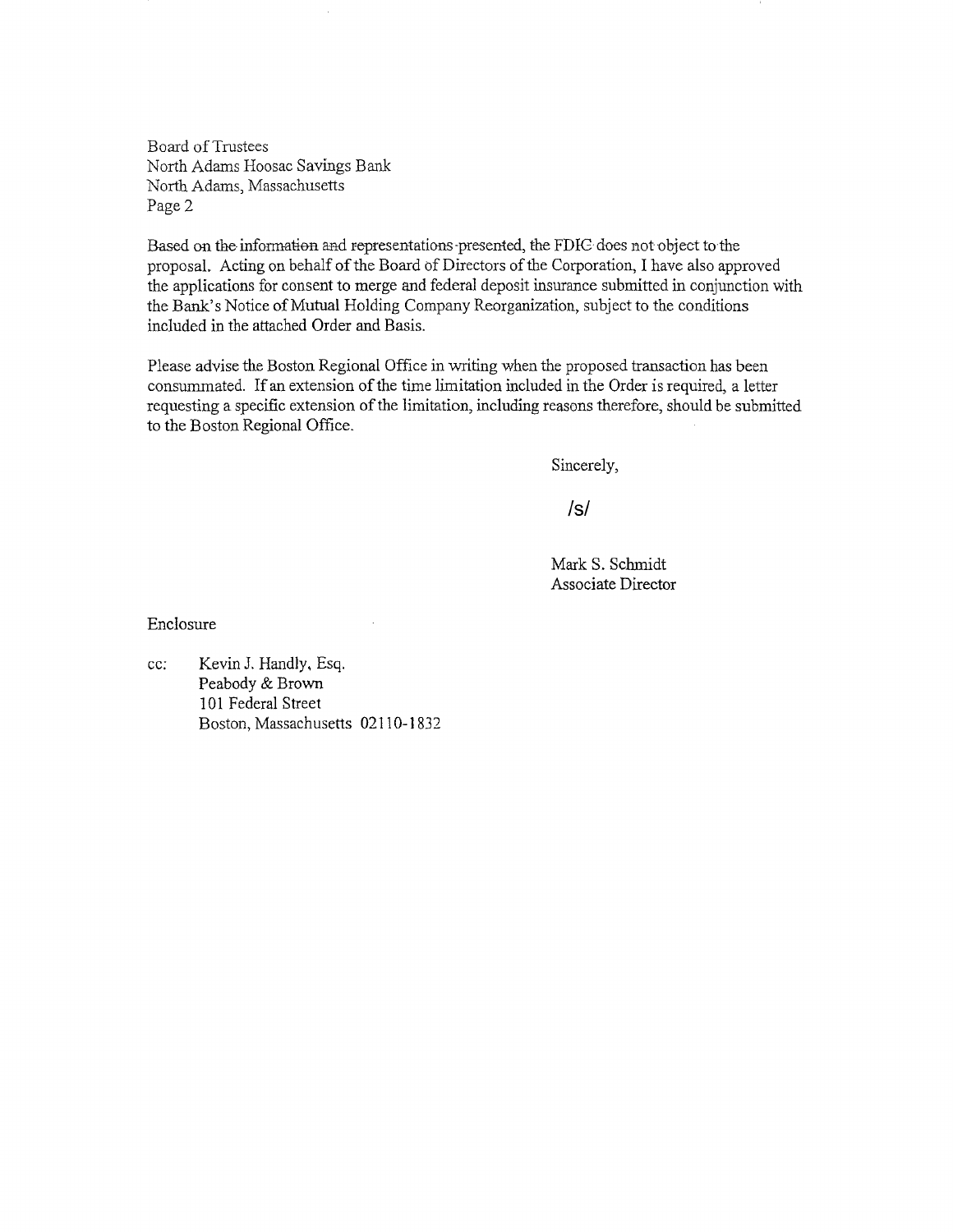Board of Trustees
North Adams Hoosac Savings Bank
North Adams, Massachusetts
Page 2

Based on the information and representations presented, the FDIC does not object to the proposal. Acting on behalf of the Board of Directors of the Corporation, I have also approved the applications for consent to merge and federal deposit insurance submitted in conjunction with the Bank's Notice of Mutual Holding Company Reorganization, subject to the conditions included in the attached Order and Basis.

Please advise the Boston Regional Office in writing when the proposed transaction has been consummated. If an extension of the time limitation included in the Order is required, a letter requesting a specific extension of the limitation, including reasons therefore, should be submitted to the Boston Regional Office.

Sincerely,

/s/

Mark S. Schmidt
Associate Director

Enclosure

cc: Kevin J. Handly, Esq.
Peabody & Brown
101 Federal Street
Boston, Massachusetts 02110-1832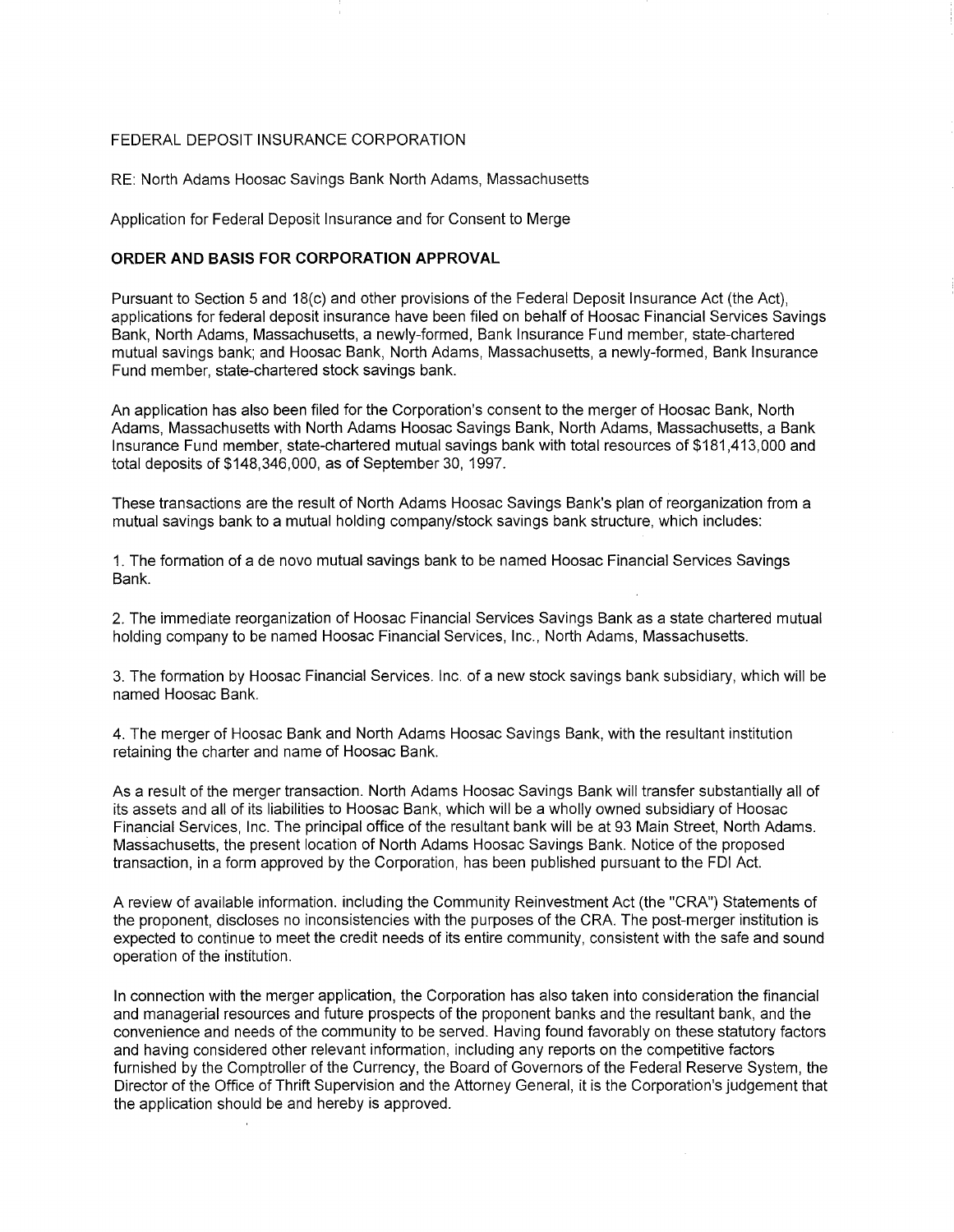FEDERAL DEPOSIT INSURANCE CORPORATION

RE: North Adams Hoosac Savings Bank North Adams, Massachusetts

Application for Federal Deposit Insurance and for Consent to Merge

**ORDER AND BASIS FOR CORPORATION APPROVAL**

Pursuant to Section 5 and 18(c) and other provisions of the Federal Deposit Insurance Act (the Act), applications for federal deposit insurance have been filed on behalf of Hoosac Financial Services Savings Bank, North Adams, Massachusetts, a newly-formed, Bank Insurance Fund member, state-chartered mutual savings bank; and Hoosac Bank, North Adams, Massachusetts, a newly-formed, Bank Insurance Fund member, state-chartered stock savings bank.

An application has also been filed for the Corporation's consent to the merger of Hoosac Bank, North Adams, Massachusetts with North Adams Hoosac Savings Bank, North Adams, Massachusetts, a Bank Insurance Fund member, state-chartered mutual savings bank with total resources of $181,413,000 and total deposits of $148,346,000, as of September 30, 1997.

These transactions are the result of North Adams Hoosac Savings Bank's plan of reorganization from a mutual savings bank to a mutual holding company/stock savings bank structure, which includes:

1. The formation of a de novo mutual savings bank to be named Hoosac Financial Services Savings Bank.

2. The immediate reorganization of Hoosac Financial Services Savings Bank as a state chartered mutual holding company to be named Hoosac Financial Services, Inc., North Adams, Massachusetts.

3. The formation by Hoosac Financial Services. Inc. of a new stock savings bank subsidiary, which will be named Hoosac Bank.

4. The merger of Hoosac Bank and North Adams Hoosac Savings Bank, with the resultant institution retaining the charter and name of Hoosac Bank.

As a result of the merger transaction. North Adams Hoosac Savings Bank will transfer substantially all of its assets and all of its liabilities to Hoosac Bank, which will be a wholly owned subsidiary of Hoosac Financial Services, Inc. The principal office of the resultant bank will be at 93 Main Street, North Adams. Massachusetts, the present location of North Adams Hoosac Savings Bank. Notice of the proposed transaction, in a form approved by the Corporation, has been published pursuant to the FDI Act.

A review of available information. including the Community Reinvestment Act (the "CRA") Statements of the proponent, discloses no inconsistencies with the purposes of the CRA. The post-merger institution is expected to continue to meet the credit needs of its entire community, consistent with the safe and sound operation of the institution.

In connection with the merger application, the Corporation has also taken into consideration the financial and managerial resources and future prospects of the proponent banks and the resultant bank, and the convenience and needs of the community to be served. Having found favorably on these statutory factors and having considered other relevant information, including any reports on the competitive factors furnished by the Comptroller of the Currency, the Board of Governors of the Federal Reserve System, the Director of the Office of Thrift Supervision and the Attorney General, it is the Corporation's judgement that the application should be and hereby is approved.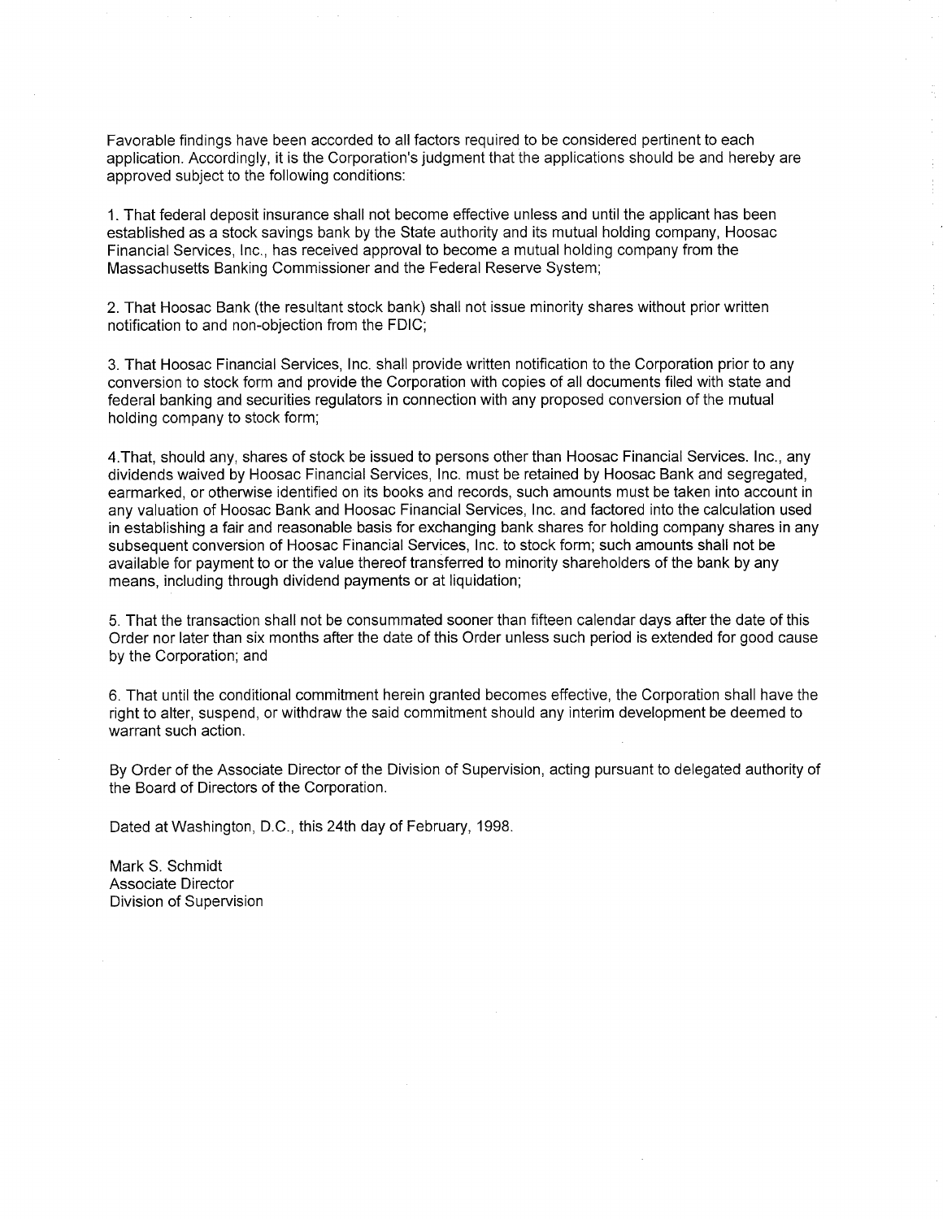Favorable findings have been accorded to all factors required to be considered pertinent to each application. Accordingly, it is the Corporation's judgment that the applications should be and hereby are approved subject to the following conditions:

1. That federal deposit insurance shall not become effective unless and until the applicant has been established as a stock savings bank by the State authority and its mutual holding company, Hoosac Financial Services, Inc., has received approval to become a mutual holding company from the Massachusetts Banking Commissioner and the Federal Reserve System;

2. That Hoosac Bank (the resultant stock bank) shall not issue minority shares without prior written notification to and non-objection from the FDIC;

3. That Hoosac Financial Services, Inc. shall provide written notification to the Corporation prior to any conversion to stock form and provide the Corporation with copies of all documents filed with state and federal banking and securities regulators in connection with any proposed conversion of the mutual holding company to stock form;

4.That, should any, shares of stock be issued to persons other than Hoosac Financial Services. Inc., any dividends waived by Hoosac Financial Services, Inc. must be retained by Hoosac Bank and segregated, earmarked, or otherwise identified on its books and records, such amounts must be taken into account in any valuation of Hoosac Bank and Hoosac Financial Services, Inc. and factored into the calculation used in establishing a fair and reasonable basis for exchanging bank shares for holding company shares in any subsequent conversion of Hoosac Financial Services, Inc. to stock form; such amounts shall not be available for payment to or the value thereof transferred to minority shareholders of the bank by any means, including through dividend payments or at liquidation;

5. That the transaction shall not be consummated sooner than fifteen calendar days after the date of this Order nor later than six months after the date of this Order unless such period is extended for good cause by the Corporation; and

6. That until the conditional commitment herein granted becomes effective, the Corporation shall have the right to alter, suspend, or withdraw the said commitment should any interim development be deemed to warrant such action.

By Order of the Associate Director of the Division of Supervision, acting pursuant to delegated authority of the Board of Directors of the Corporation.

Dated at Washington, D.C., this 24th day of February, 1998.

Mark S. Schmidt
Associate Director
Division of Supervision